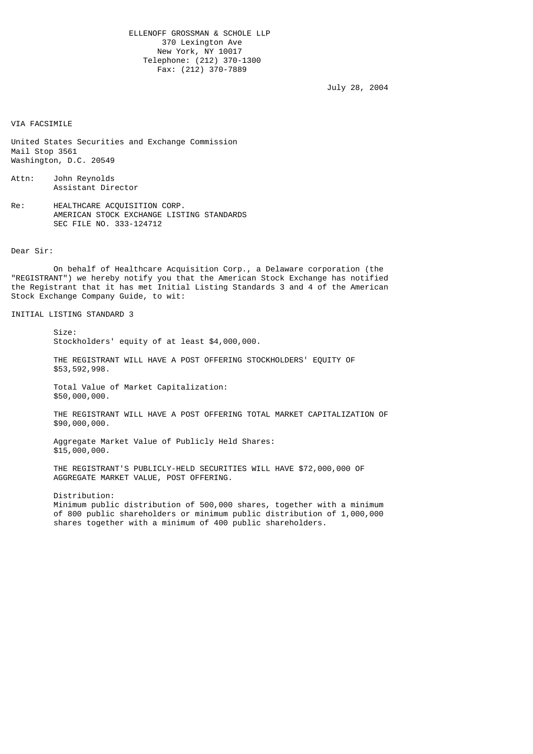ELLENOFF GROSSMAN & SCHOLE LLP
370 Lexington Ave
New York, NY 10017
Telephone: (212) 370-1300
Fax: (212) 370-7889

July 28, 2004

VIA FACSIMILE

United States Securities and Exchange Commission
Mail Stop 3561
Washington, D.C. 20549

Attn: John Reynolds
Assistant Director

Re: HEALTHCARE ACQUISITION CORP.
AMERICAN STOCK EXCHANGE LISTING STANDARDS
SEC FILE NO. 333-124712

Dear Sir:

On behalf of Healthcare Acquisition Corp., a Delaware corporation (the "REGISTRANT") we hereby notify you that the American Stock Exchange has notified the Registrant that it has met Initial Listing Standards 3 and 4 of the American Stock Exchange Company Guide, to wit:

INITIAL LISTING STANDARD 3

Size:
Stockholders' equity of at least $4,000,000.

THE REGISTRANT WILL HAVE A POST OFFERING STOCKHOLDERS' EQUITY OF $53,592,998.

Total Value of Market Capitalization:
$50,000,000.

THE REGISTRANT WILL HAVE A POST OFFERING TOTAL MARKET CAPITALIZATION OF $90,000,000.

Aggregate Market Value of Publicly Held Shares:
$15,000,000.

THE REGISTRANT'S PUBLICLY-HELD SECURITIES WILL HAVE $72,000,000 OF AGGREGATE MARKET VALUE, POST OFFERING.

Distribution:
Minimum public distribution of 500,000 shares, together with a minimum of 800 public shareholders or minimum public distribution of 1,000,000 shares together with a minimum of 400 public shareholders.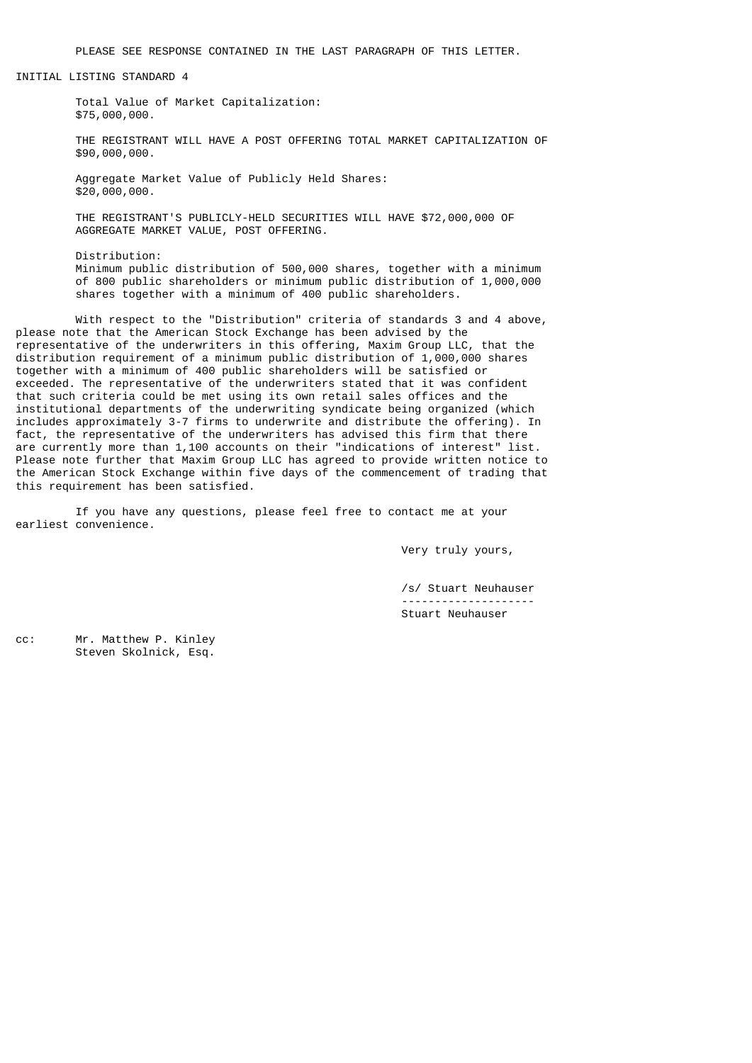PLEASE SEE RESPONSE CONTAINED IN THE LAST PARAGRAPH OF THIS LETTER.

INITIAL LISTING STANDARD 4

Total Value of Market Capitalization:
$75,000,000.

THE REGISTRANT WILL HAVE A POST OFFERING TOTAL MARKET CAPITALIZATION OF $90,000,000.

Aggregate Market Value of Publicly Held Shares:
$20,000,000.

THE REGISTRANT'S PUBLICLY-HELD SECURITIES WILL HAVE $72,000,000 OF AGGREGATE MARKET VALUE, POST OFFERING.

Distribution:
Minimum public distribution of 500,000 shares, together with a minimum of 800 public shareholders or minimum public distribution of 1,000,000 shares together with a minimum of 400 public shareholders.

With respect to the "Distribution" criteria of standards 3 and 4 above, please note that the American Stock Exchange has been advised by the representative of the underwriters in this offering, Maxim Group LLC, that the distribution requirement of a minimum public distribution of 1,000,000 shares together with a minimum of 400 public shareholders will be satisfied or exceeded. The representative of the underwriters stated that it was confident that such criteria could be met using its own retail sales offices and the institutional departments of the underwriting syndicate being organized (which includes approximately 3-7 firms to underwrite and distribute the offering). In fact, the representative of the underwriters has advised this firm that there are currently more than 1,100 accounts on their "indications of interest" list. Please note further that Maxim Group LLC has agreed to provide written notice to the American Stock Exchange within five days of the commencement of trading that this requirement has been satisfied.

If you have any questions, please feel free to contact me at your earliest convenience.

Very truly yours,

/s/ Stuart Neuhauser

Stuart Neuhauser

cc: Mr. Matthew P. Kinley
Steven Skolnick, Esq.